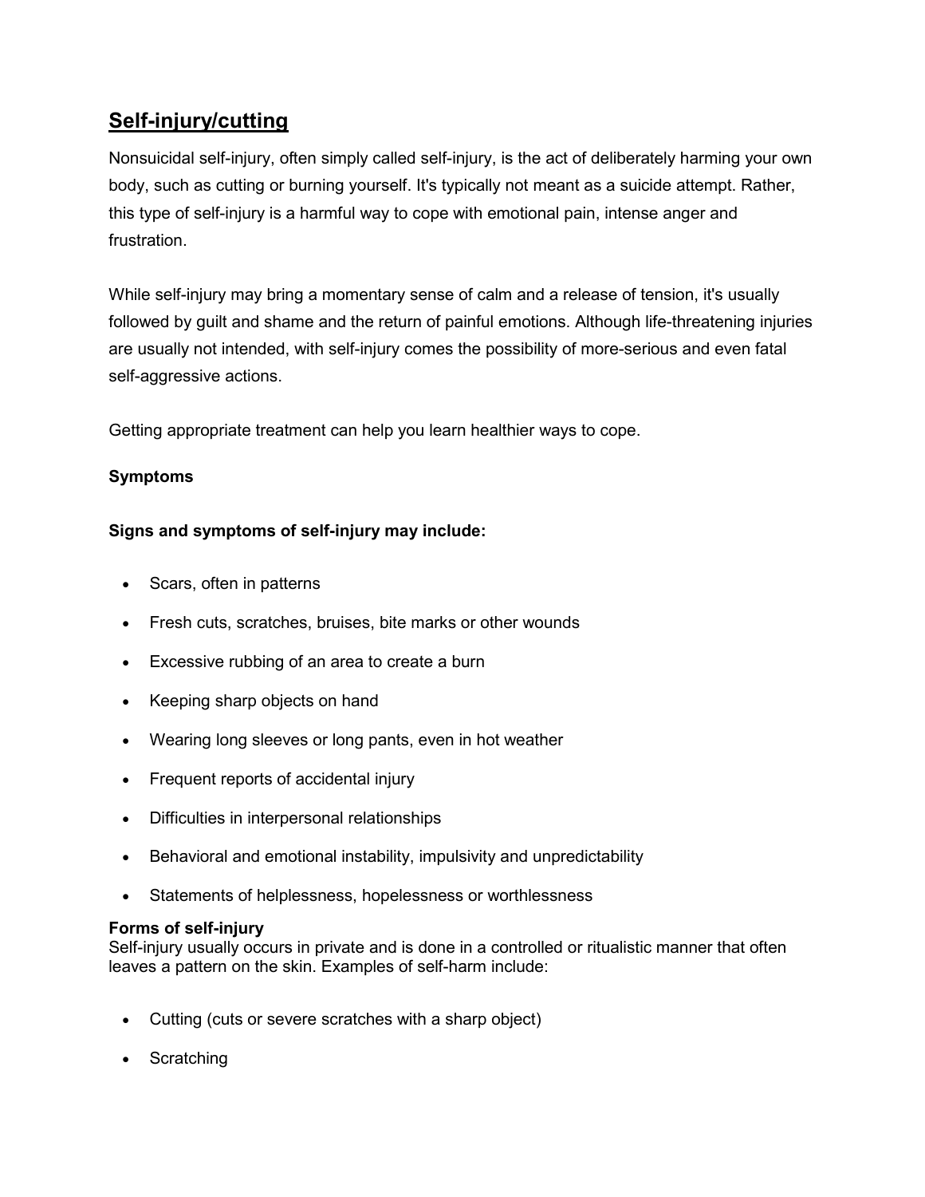# Self-injury/cutting

Nonsuicidal self-injury, often simply called self-injury, is the act of deliberately harming your own body, such as cutting or burning yourself. It's typically not meant as a suicide attempt. Rather, this type of self-injury is a harmful way to cope with emotional pain, intense anger and frustration.

While self-injury may bring a momentary sense of calm and a release of tension, it's usually followed by guilt and shame and the return of painful emotions. Although life-threatening injuries are usually not intended, with self-injury comes the possibility of more-serious and even fatal self-aggressive actions.

Getting appropriate treatment can help you learn healthier ways to cope.

**Symptoms**

**Signs and symptoms of self-injury may include:**

- Scars, often in patterns
- Fresh cuts, scratches, bruises, bite marks or other wounds
- Excessive rubbing of an area to create a burn
- Keeping sharp objects on hand
- Wearing long sleeves or long pants, even in hot weather
- Frequent reports of accidental injury
- Difficulties in interpersonal relationships
- Behavioral and emotional instability, impulsivity and unpredictability
- Statements of helplessness, hopelessness or worthlessness

**Forms of self-injury**
Self-injury usually occurs in private and is done in a controlled or ritualistic manner that often leaves a pattern on the skin. Examples of self-harm include:

- Cutting (cuts or severe scratches with a sharp object)
- Scratching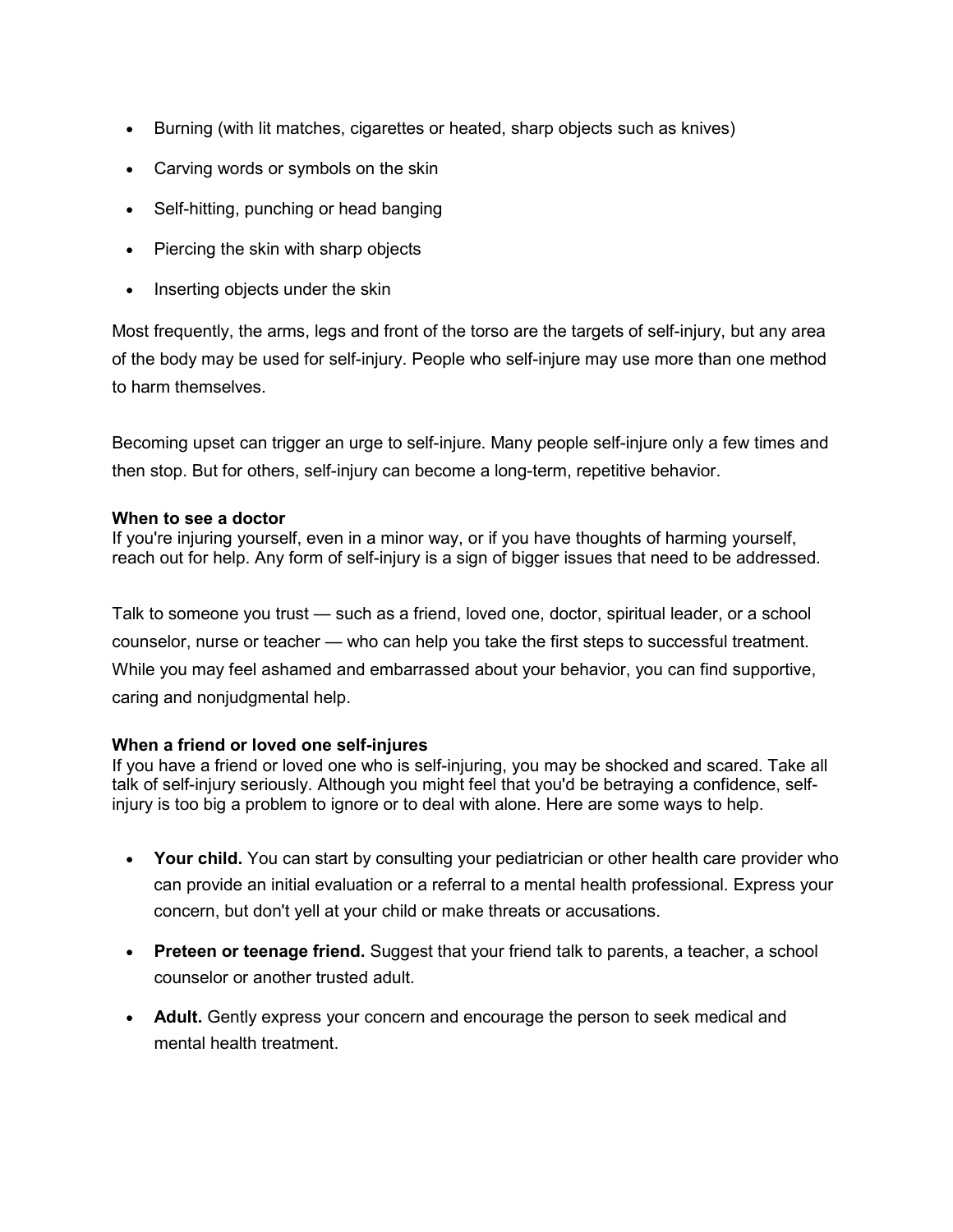- Burning (with lit matches, cigarettes or heated, sharp objects such as knives)
- Carving words or symbols on the skin
- Self-hitting, punching or head banging
- Piercing the skin with sharp objects
- Inserting objects under the skin

Most frequently, the arms, legs and front of the torso are the targets of self-injury, but any area of the body may be used for self-injury. People who self-injure may use more than one method to harm themselves.

Becoming upset can trigger an urge to self-injure. Many people self-injure only a few times and then stop. But for others, self-injury can become a long-term, repetitive behavior.

**When to see a doctor**
If you're injuring yourself, even in a minor way, or if you have thoughts of harming yourself, reach out for help. Any form of self-injury is a sign of bigger issues that need to be addressed.

Talk to someone you trust — such as a friend, loved one, doctor, spiritual leader, or a school counselor, nurse or teacher — who can help you take the first steps to successful treatment. While you may feel ashamed and embarrassed about your behavior, you can find supportive, caring and nonjudgmental help.

**When a friend or loved one self-injures**
If you have a friend or loved one who is self-injuring, you may be shocked and scared. Take all talk of self-injury seriously. Although you might feel that you'd be betraying a confidence, self-injury is too big a problem to ignore or to deal with alone. Here are some ways to help.

- **Your child.** You can start by consulting your pediatrician or other health care provider who can provide an initial evaluation or a referral to a mental health professional. Express your concern, but don't yell at your child or make threats or accusations.
- **Preteen or teenage friend.** Suggest that your friend talk to parents, a teacher, a school counselor or another trusted adult.
- **Adult.** Gently express your concern and encourage the person to seek medical and mental health treatment.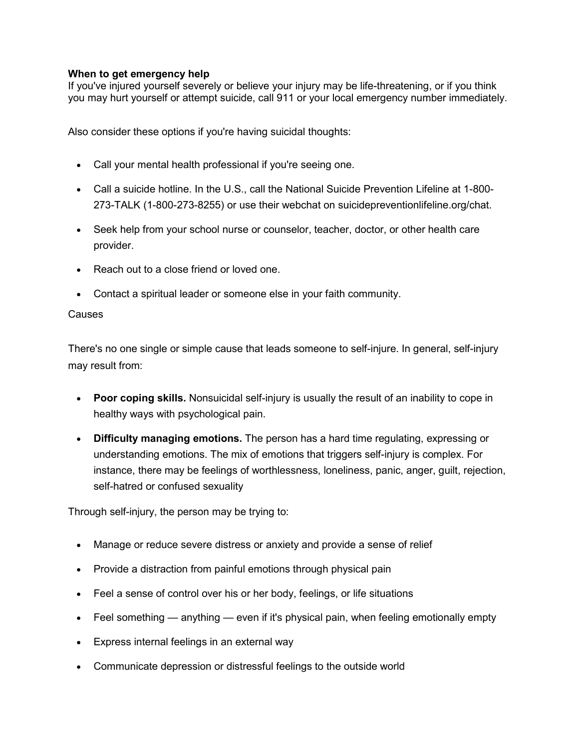**When to get emergency help**

If you've injured yourself severely or believe your injury may be life-threatening, or if you think you may hurt yourself or attempt suicide, call 911 or your local emergency number immediately.

Also consider these options if you're having suicidal thoughts:

- Call your mental health professional if you're seeing one.
- Call a suicide hotline. In the U.S., call the National Suicide Prevention Lifeline at 1-800-273-TALK (1-800-273-8255) or use their webchat on suicidepreventionlifeline.org/chat.
- Seek help from your school nurse or counselor, teacher, doctor, or other health care provider.
- Reach out to a close friend or loved one.
- Contact a spiritual leader or someone else in your faith community.

Causes

There's no one single or simple cause that leads someone to self-injure. In general, self-injury may result from:

- **Poor coping skills.** Nonsuicidal self-injury is usually the result of an inability to cope in healthy ways with psychological pain.
- **Difficulty managing emotions.** The person has a hard time regulating, expressing or understanding emotions. The mix of emotions that triggers self-injury is complex. For instance, there may be feelings of worthlessness, loneliness, panic, anger, guilt, rejection, self-hatred or confused sexuality

Through self-injury, the person may be trying to:

- Manage or reduce severe distress or anxiety and provide a sense of relief
- Provide a distraction from painful emotions through physical pain
- Feel a sense of control over his or her body, feelings, or life situations
- Feel something — anything — even if it's physical pain, when feeling emotionally empty
- Express internal feelings in an external way
- Communicate depression or distressful feelings to the outside world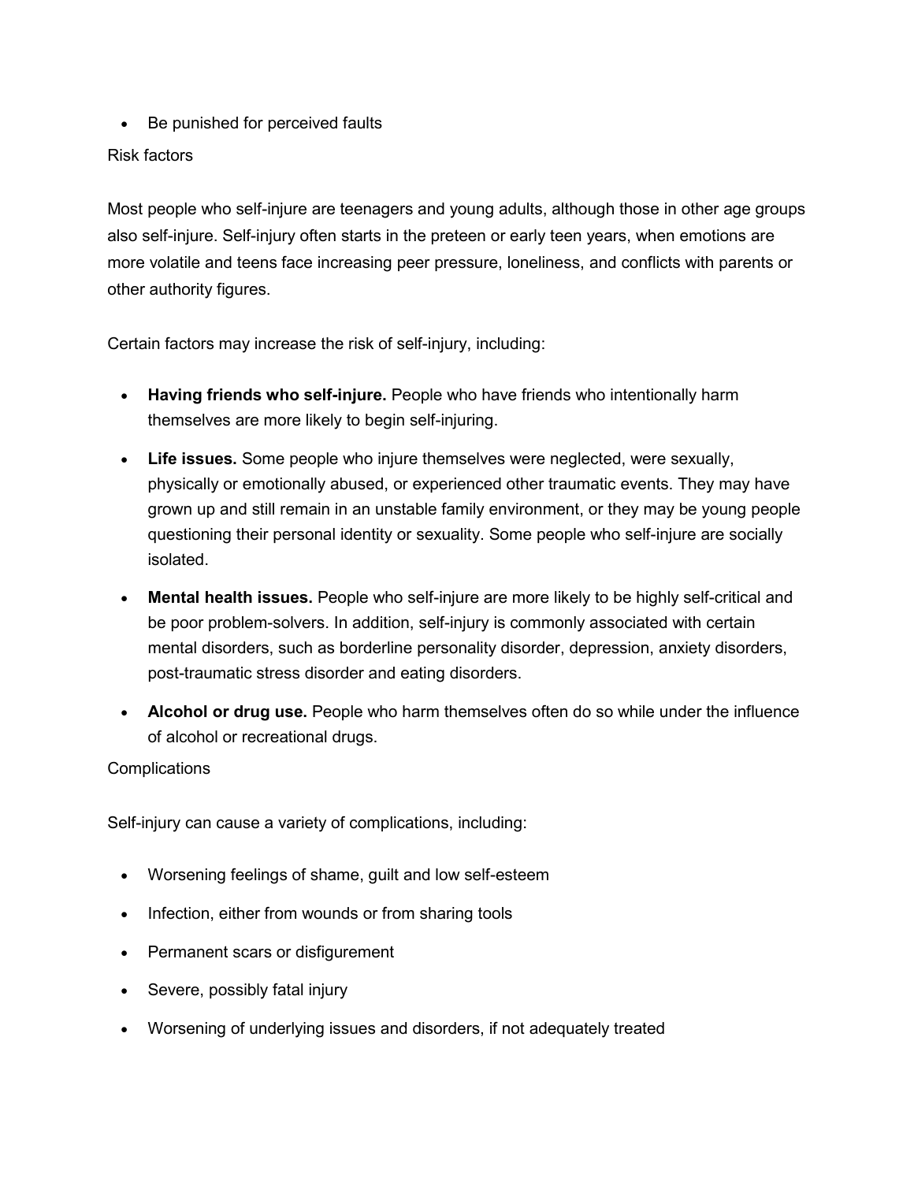- Be punished for perceived faults

## Risk factors

Most people who self-injure are teenagers and young adults, although those in other age groups also self-injure. Self-injury often starts in the preteen or early teen years, when emotions are more volatile and teens face increasing peer pressure, loneliness, and conflicts with parents or other authority figures.

Certain factors may increase the risk of self-injury, including:

- **Having friends who self-injure.** People who have friends who intentionally harm themselves are more likely to begin self-injuring.
- **Life issues.** Some people who injure themselves were neglected, were sexually, physically or emotionally abused, or experienced other traumatic events. They may have grown up and still remain in an unstable family environment, or they may be young people questioning their personal identity or sexuality. Some people who self-injure are socially isolated.
- **Mental health issues.** People who self-injure are more likely to be highly self-critical and be poor problem-solvers. In addition, self-injury is commonly associated with certain mental disorders, such as borderline personality disorder, depression, anxiety disorders, post-traumatic stress disorder and eating disorders.
- **Alcohol or drug use.** People who harm themselves often do so while under the influence of alcohol or recreational drugs.

## Complications

Self-injury can cause a variety of complications, including:

- Worsening feelings of shame, guilt and low self-esteem
- Infection, either from wounds or from sharing tools
- Permanent scars or disfigurement
- Severe, possibly fatal injury
- Worsening of underlying issues and disorders, if not adequately treated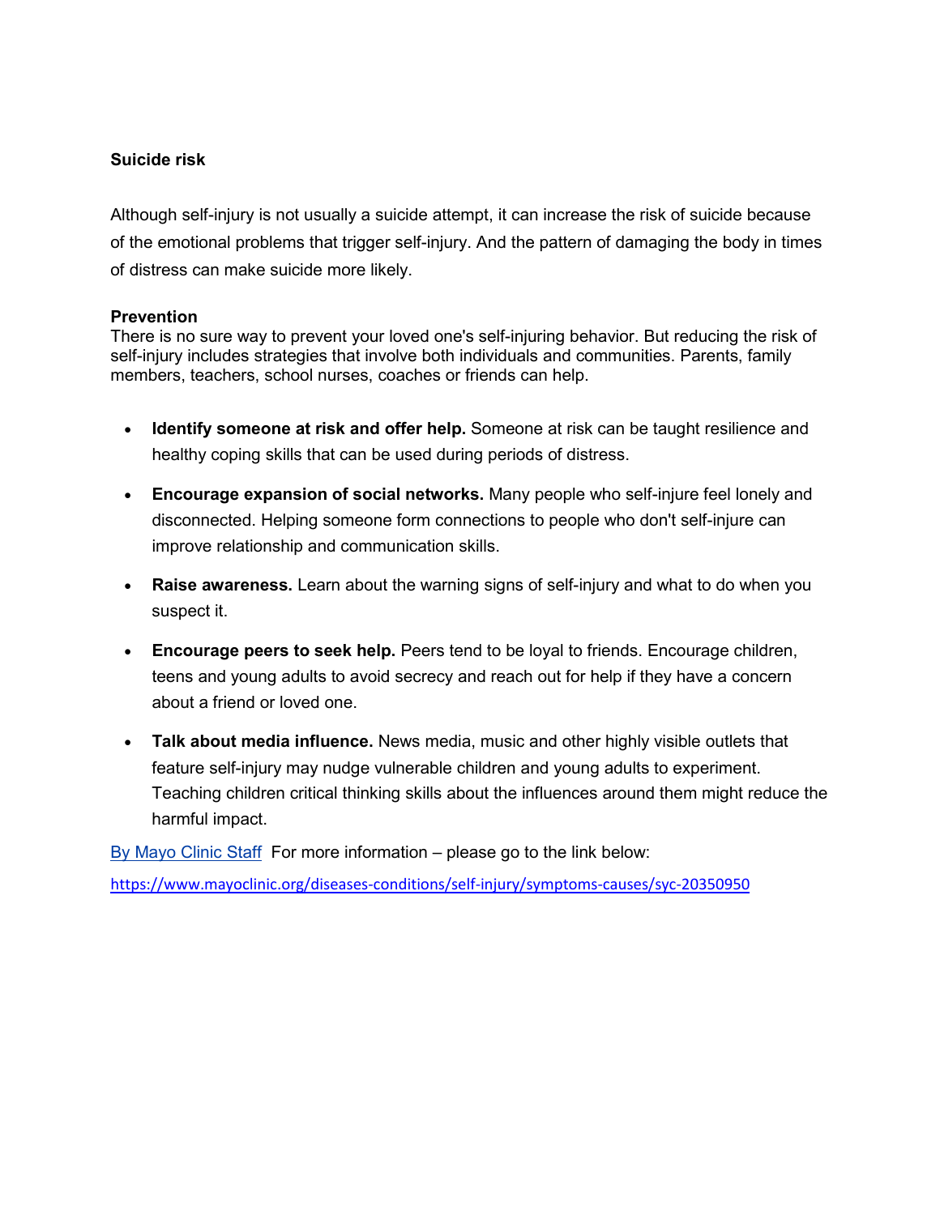**Suicide risk**

Although self-injury is not usually a suicide attempt, it can increase the risk of suicide because of the emotional problems that trigger self-injury. And the pattern of damaging the body in times of distress can make suicide more likely.

**Prevention**

There is no sure way to prevent your loved one's self-injuring behavior. But reducing the risk of self-injury includes strategies that involve both individuals and communities. Parents, family members, teachers, school nurses, coaches or friends can help.

- **Identify someone at risk and offer help.** Someone at risk can be taught resilience and healthy coping skills that can be used during periods of distress.
- **Encourage expansion of social networks.** Many people who self-injure feel lonely and disconnected. Helping someone form connections to people who don't self-injure can improve relationship and communication skills.
- **Raise awareness.** Learn about the warning signs of self-injury and what to do when you suspect it.
- **Encourage peers to seek help.** Peers tend to be loyal to friends. Encourage children, teens and young adults to avoid secrecy and reach out for help if they have a concern about a friend or loved one.
- **Talk about media influence.** News media, music and other highly visible outlets that feature self-injury may nudge vulnerable children and young adults to experiment. Teaching children critical thinking skills about the influences around them might reduce the harmful impact.

By Mayo Clinic Staff For more information – please go to the link below:

https://www.mayoclinic.org/diseases-conditions/self-injury/symptoms-causes/syc-20350950